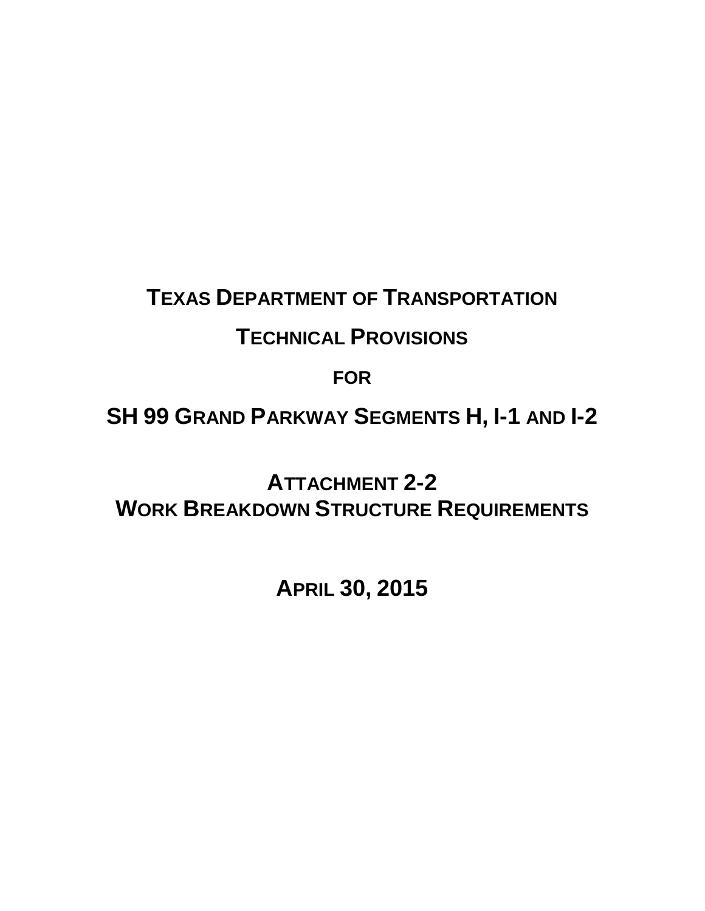# TEXAS DEPARTMENT OF TRANSPORTATION

# TECHNICAL PROVISIONS

# FOR

# SH 99 GRAND PARKWAY SEGMENTS H, I-1 AND I-2

## ATTACHMENT 2-2
## WORK BREAKDOWN STRUCTURE REQUIREMENTS

## APRIL 30, 2015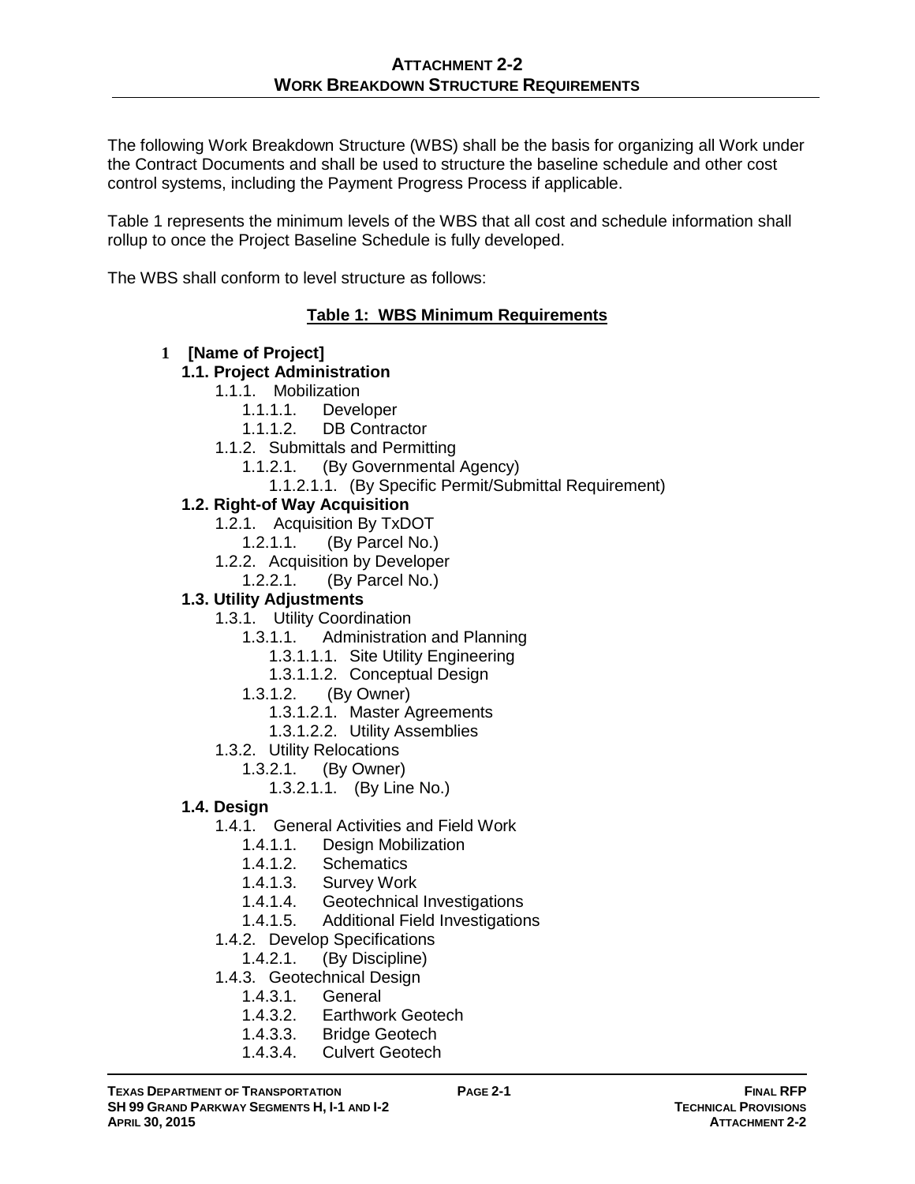## ATTACHMENT 2-2
## WORK BREAKDOWN STRUCTURE REQUIREMENTS

The following Work Breakdown Structure (WBS) shall be the basis for organizing all Work under the Contract Documents and shall be used to structure the baseline schedule and other cost control systems, including the Payment Progress Process if applicable.

Table 1 represents the minimum levels of the WBS that all cost and schedule information shall rollup to once the Project Baseline Schedule is fully developed.

The WBS shall conform to level structure as follows:

**Table 1: WBS Minimum Requirements**

- **1 [Name of Project]**
  - **1.1. Project Administration**
    - 1.1.1. Mobilization
      - 1.1.1.1. Developer
      - 1.1.1.2. DB Contractor
    - 1.1.2. Submittals and Permitting
      - 1.1.2.1. (By Governmental Agency)
        - 1.1.2.1.1. (By Specific Permit/Submittal Requirement)
  - **1.2. Right-of Way Acquisition**
    - 1.2.1. Acquisition By TxDOT
      - 1.2.1.1. (By Parcel No.)
    - 1.2.2. Acquisition by Developer
      - 1.2.2.1. (By Parcel No.)
  - **1.3. Utility Adjustments**
    - 1.3.1. Utility Coordination
      - 1.3.1.1. Administration and Planning
        - 1.3.1.1.1. Site Utility Engineering
        - 1.3.1.1.2. Conceptual Design
      - 1.3.1.2. (By Owner)
        - 1.3.1.2.1. Master Agreements
        - 1.3.1.2.2. Utility Assemblies
    - 1.3.2. Utility Relocations
      - 1.3.2.1. (By Owner)
        - 1.3.2.1.1. (By Line No.)
  - **1.4. Design**
    - 1.4.1. General Activities and Field Work
      - 1.4.1.1. Design Mobilization
      - 1.4.1.2. Schematics
      - 1.4.1.3. Survey Work
      - 1.4.1.4. Geotechnical Investigations
      - 1.4.1.5. Additional Field Investigations
    - 1.4.2. Develop Specifications
      - 1.4.2.1. (By Discipline)
    - 1.4.3. Geotechnical Design
      - 1.4.3.1. General
      - 1.4.3.2. Earthwork Geotech
      - 1.4.3.3. Bridge Geotech
      - 1.4.3.4. Culvert Geotech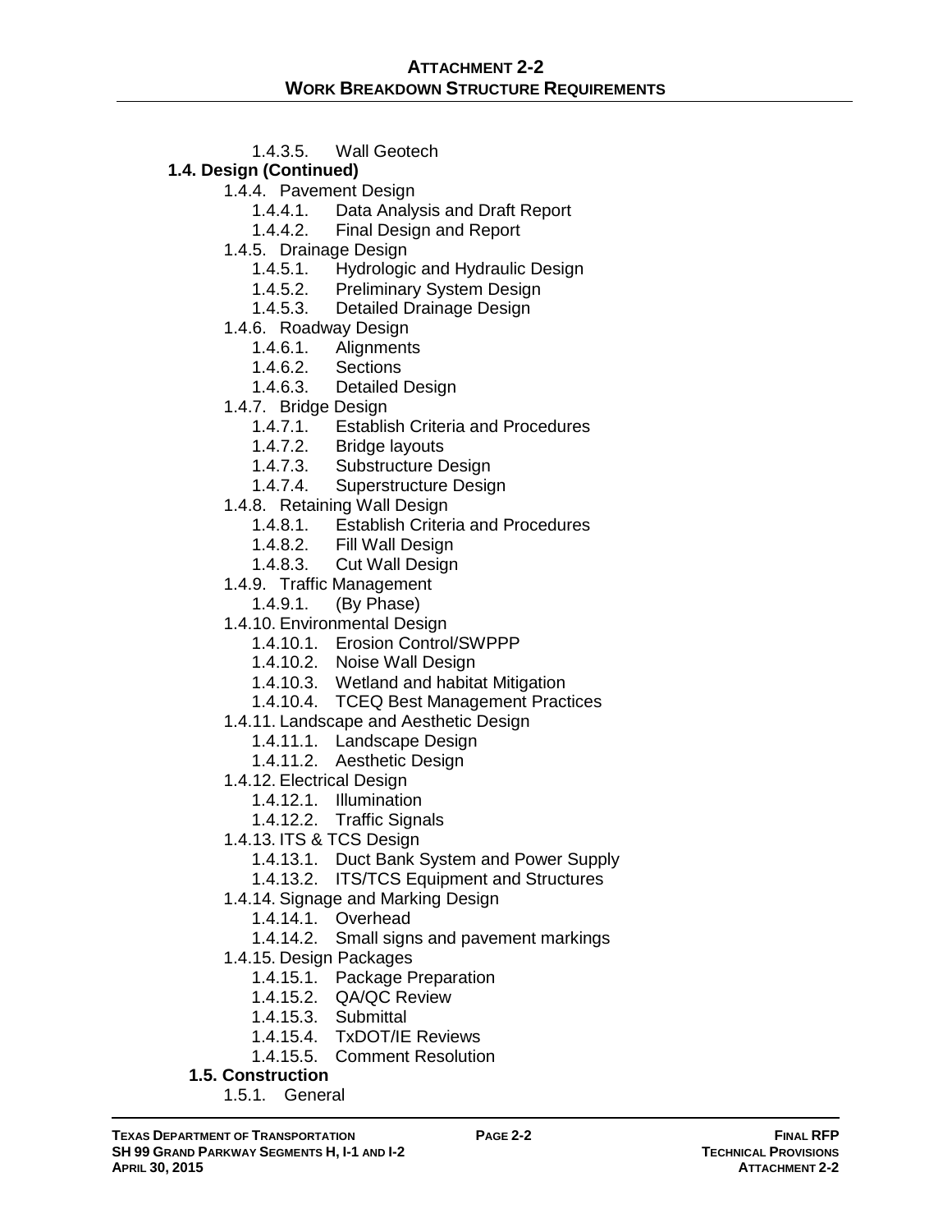1.4.3.5. Wall Geotech

**1.4. Design (Continued)**

- 1.4.4. Pavement Design
  - 1.4.4.1. Data Analysis and Draft Report
  - 1.4.4.2. Final Design and Report
- 1.4.5. Drainage Design
  - 1.4.5.1. Hydrologic and Hydraulic Design
  - 1.4.5.2. Preliminary System Design
  - 1.4.5.3. Detailed Drainage Design
- 1.4.6. Roadway Design
  - 1.4.6.1. Alignments
  - 1.4.6.2. Sections
  - 1.4.6.3. Detailed Design
- 1.4.7. Bridge Design
  - 1.4.7.1. Establish Criteria and Procedures
  - 1.4.7.2. Bridge layouts
  - 1.4.7.3. Substructure Design
  - 1.4.7.4. Superstructure Design
- 1.4.8. Retaining Wall Design
  - 1.4.8.1. Establish Criteria and Procedures
  - 1.4.8.2. Fill Wall Design
  - 1.4.8.3. Cut Wall Design
- 1.4.9. Traffic Management
  - 1.4.9.1. (By Phase)
- 1.4.10. Environmental Design
  - 1.4.10.1. Erosion Control/SWPPP
  - 1.4.10.2. Noise Wall Design
  - 1.4.10.3. Wetland and habitat Mitigation
  - 1.4.10.4. TCEQ Best Management Practices
- 1.4.11. Landscape and Aesthetic Design
  - 1.4.11.1. Landscape Design
  - 1.4.11.2. Aesthetic Design
- 1.4.12. Electrical Design
  - 1.4.12.1. Illumination
  - 1.4.12.2. Traffic Signals
- 1.4.13. ITS & TCS Design
  - 1.4.13.1. Duct Bank System and Power Supply
  - 1.4.13.2. ITS/TCS Equipment and Structures
- 1.4.14. Signage and Marking Design
  - 1.4.14.1. Overhead
  - 1.4.14.2. Small signs and pavement markings
- 1.4.15. Design Packages
  - 1.4.15.1. Package Preparation
  - 1.4.15.2. QA/QC Review
  - 1.4.15.3. Submittal
  - 1.4.15.4. TxDOT/IE Reviews
  - 1.4.15.5. Comment Resolution

**1.5. Construction**

- 1.5.1. General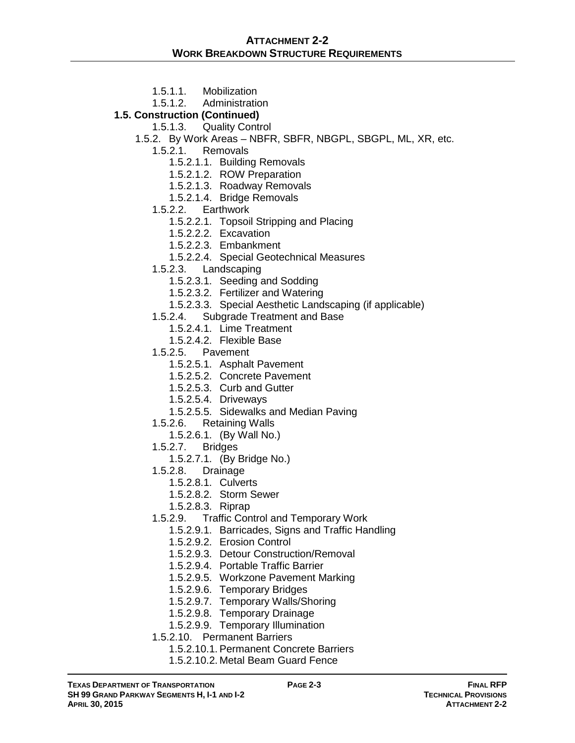- 1.5.1.1. Mobilization
- 1.5.1.2. Administration

**1.5. Construction (Continued)**

- 1.5.1.3. Quality Control
- 1.5.2. By Work Areas – NBFR, SBFR, NBGPL, SBGPL, ML, XR, etc.
  - 1.5.2.1. Removals
    - 1.5.2.1.1. Building Removals
    - 1.5.2.1.2. ROW Preparation
    - 1.5.2.1.3. Roadway Removals
    - 1.5.2.1.4. Bridge Removals
  - 1.5.2.2. Earthwork
    - 1.5.2.2.1. Topsoil Stripping and Placing
    - 1.5.2.2.2. Excavation
    - 1.5.2.2.3. Embankment
    - 1.5.2.2.4. Special Geotechnical Measures
  - 1.5.2.3. Landscaping
    - 1.5.2.3.1. Seeding and Sodding
    - 1.5.2.3.2. Fertilizer and Watering
    - 1.5.2.3.3. Special Aesthetic Landscaping (if applicable)
  - 1.5.2.4. Subgrade Treatment and Base
    - 1.5.2.4.1. Lime Treatment
    - 1.5.2.4.2. Flexible Base
  - 1.5.2.5. Pavement
    - 1.5.2.5.1. Asphalt Pavement
    - 1.5.2.5.2. Concrete Pavement
    - 1.5.2.5.3. Curb and Gutter
    - 1.5.2.5.4. Driveways
    - 1.5.2.5.5. Sidewalks and Median Paving
  - 1.5.2.6. Retaining Walls
    - 1.5.2.6.1. (By Wall No.)
  - 1.5.2.7. Bridges
    - 1.5.2.7.1. (By Bridge No.)
  - 1.5.2.8. Drainage
    - 1.5.2.8.1. Culverts
    - 1.5.2.8.2. Storm Sewer
    - 1.5.2.8.3. Riprap
  - 1.5.2.9. Traffic Control and Temporary Work
    - 1.5.2.9.1. Barricades, Signs and Traffic Handling
    - 1.5.2.9.2. Erosion Control
    - 1.5.2.9.3. Detour Construction/Removal
    - 1.5.2.9.4. Portable Traffic Barrier
    - 1.5.2.9.5. Workzone Pavement Marking
    - 1.5.2.9.6. Temporary Bridges
    - 1.5.2.9.7. Temporary Walls/Shoring
    - 1.5.2.9.8. Temporary Drainage
    - 1.5.2.9.9. Temporary Illumination
  - 1.5.2.10. Permanent Barriers
    - 1.5.2.10.1. Permanent Concrete Barriers
    - 1.5.2.10.2. Metal Beam Guard Fence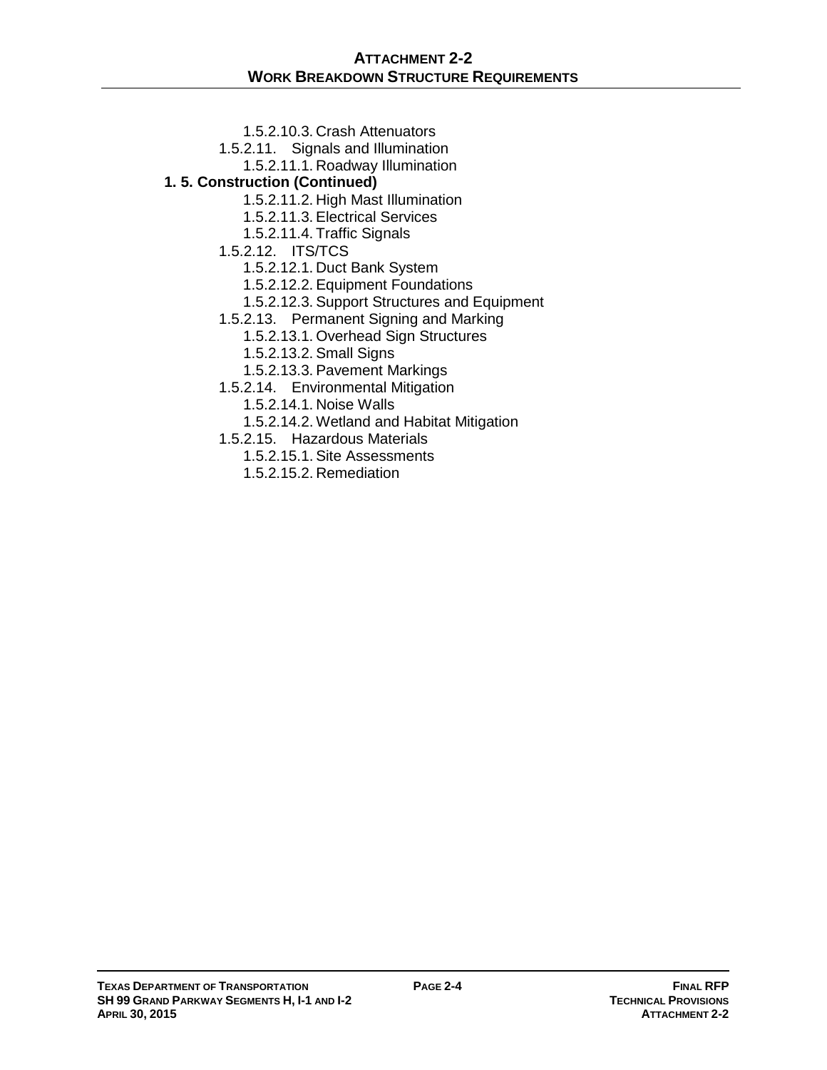1.5.2.10.3. Crash Attenuators

1.5.2.11. Signals and Illumination

1.5.2.11.1. Roadway Illumination

**1. 5. Construction (Continued)**

1.5.2.11.2. High Mast Illumination

1.5.2.11.3. Electrical Services

1.5.2.11.4. Traffic Signals

1.5.2.12. ITS/TCS

1.5.2.12.1. Duct Bank System

1.5.2.12.2. Equipment Foundations

1.5.2.12.3. Support Structures and Equipment

1.5.2.13. Permanent Signing and Marking

1.5.2.13.1. Overhead Sign Structures

1.5.2.13.2. Small Signs

1.5.2.13.3. Pavement Markings

1.5.2.14. Environmental Mitigation

1.5.2.14.1. Noise Walls

1.5.2.14.2. Wetland and Habitat Mitigation

1.5.2.15. Hazardous Materials

1.5.2.15.1. Site Assessments

1.5.2.15.2. Remediation